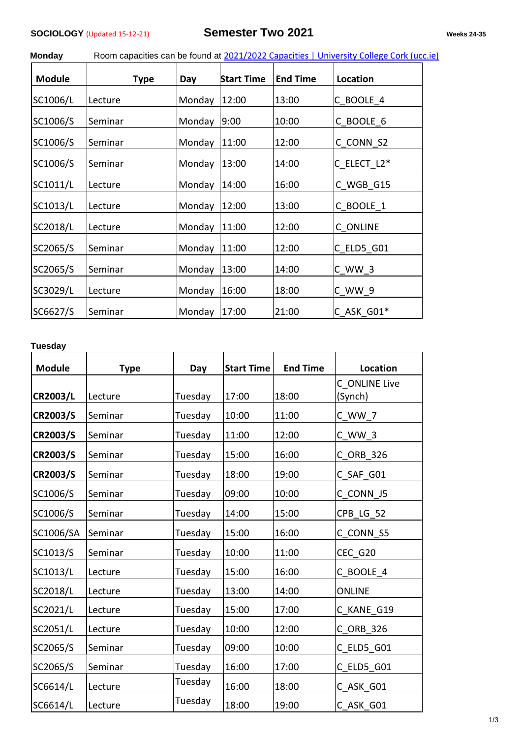**SOCIOLOGY** (Updated 15-12-21)

# Semester Two 2021

**Weeks 24-35**

**Monday** Room capacities can be found at [2021/2022 Capacities | University College Cork (ucc.ie)]

| Module | Type | Day | Start Time | End Time | Location |
|---|---|---|---|---|---|
| SC1006/L | Lecture | Monday | 12:00 | 13:00 | C_BOOLE_4 |
| SC1006/S | Seminar | Monday | 9:00 | 10:00 | C_BOOLE_6 |
| SC1006/S | Seminar | Monday | 11:00 | 12:00 | C_CONN_S2 |
| SC1006/S | Seminar | Monday | 13:00 | 14:00 | C_ELECT_L2* |
| SC1011/L | Lecture | Monday | 14:00 | 16:00 | C_WGB_G15 |
| SC1013/L | Lecture | Monday | 12:00 | 13:00 | C_BOOLE_1 |
| SC2018/L | Lecture | Monday | 11:00 | 12:00 | C_ONLINE |
| SC2065/S | Seminar | Monday | 11:00 | 12:00 | C_ELD5_G01 |
| SC2065/S | Seminar | Monday | 13:00 | 14:00 | C_WW_3 |
| SC3029/L | Lecture | Monday | 16:00 | 18:00 | C_WW_9 |
| SC6627/S | Seminar | Monday | 17:00 | 21:00 | C_ASK_G01* |

**Tuesday**

| Module | Type | Day | Start Time | End Time | Location |
|---|---|---|---|---|---|
| **CR2003/L** | Lecture | Tuesday | 17:00 | 18:00 | C_ONLINE Live (Synch) |
| **CR2003/S** | Seminar | Tuesday | 10:00 | 11:00 | C_WW_7 |
| **CR2003/S** | Seminar | Tuesday | 11:00 | 12:00 | C_WW_3 |
| **CR2003/S** | Seminar | Tuesday | 15:00 | 16:00 | C_ORB_326 |
| **CR2003/S** | Seminar | Tuesday | 18:00 | 19:00 | C_SAF_G01 |
| SC1006/S | Seminar | Tuesday | 09:00 | 10:00 | C_CONN_J5 |
| SC1006/S | Seminar | Tuesday | 14:00 | 15:00 | CPB_LG_52 |
| SC1006/SA | Seminar | Tuesday | 15:00 | 16:00 | C_CONN_S5 |
| SC1013/S | Seminar | Tuesday | 10:00 | 11:00 | CEC_G20 |
| SC1013/L | Lecture | Tuesday | 15:00 | 16:00 | C_BOOLE_4 |
| SC2018/L | Lecture | Tuesday | 13:00 | 14:00 | ONLINE |
| SC2021/L | Lecture | Tuesday | 15:00 | 17:00 | C_KANE_G19 |
| SC2051/L | Lecture | Tuesday | 10:00 | 12:00 | C_ORB_326 |
| SC2065/S | Seminar | Tuesday | 09:00 | 10:00 | C_ELD5_G01 |
| SC2065/S | Seminar | Tuesday | 16:00 | 17:00 | C_ELD5_G01 |
| SC6614/L | Lecture | Tuesday | 16:00 | 18:00 | C_ASK_G01 |
| SC6614/L | Lecture | Tuesday | 18:00 | 19:00 | C_ASK_G01 |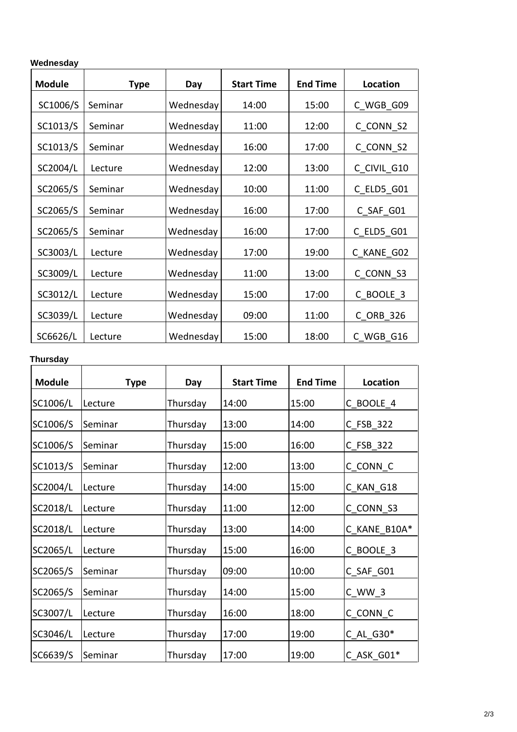**Wednesday**

| Module | Type | Day | Start Time | End Time | Location |
|---|---|---|---|---|---|
| SC1006/S | Seminar | Wednesday | 14:00 | 15:00 | C_WGB_G09 |
| SC1013/S | Seminar | Wednesday | 11:00 | 12:00 | C_CONN_S2 |
| SC1013/S | Seminar | Wednesday | 16:00 | 17:00 | C_CONN_S2 |
| SC2004/L | Lecture | Wednesday | 12:00 | 13:00 | C_CIVIL_G10 |
| SC2065/S | Seminar | Wednesday | 10:00 | 11:00 | C_ELD5_G01 |
| SC2065/S | Seminar | Wednesday | 16:00 | 17:00 | C_SAF_G01 |
| SC2065/S | Seminar | Wednesday | 16:00 | 17:00 | C_ELD5_G01 |
| SC3003/L | Lecture | Wednesday | 17:00 | 19:00 | C_KANE_G02 |
| SC3009/L | Lecture | Wednesday | 11:00 | 13:00 | C_CONN_S3 |
| SC3012/L | Lecture | Wednesday | 15:00 | 17:00 | C_BOOLE_3 |
| SC3039/L | Lecture | Wednesday | 09:00 | 11:00 | C_ORB_326 |
| SC6626/L | Lecture | Wednesday | 15:00 | 18:00 | C_WGB_G16 |

**Thursday**

| Module | Type | Day | Start Time | End Time | Location |
|---|---|---|---|---|---|
| SC1006/L | Lecture | Thursday | 14:00 | 15:00 | C_BOOLE_4 |
| SC1006/S | Seminar | Thursday | 13:00 | 14:00 | C_FSB_322 |
| SC1006/S | Seminar | Thursday | 15:00 | 16:00 | C_FSB_322 |
| SC1013/S | Seminar | Thursday | 12:00 | 13:00 | C_CONN_C |
| SC2004/L | Lecture | Thursday | 14:00 | 15:00 | C_KAN_G18 |
| SC2018/L | Lecture | Thursday | 11:00 | 12:00 | C_CONN_S3 |
| SC2018/L | Lecture | Thursday | 13:00 | 14:00 | C_KANE_B10A* |
| SC2065/L | Lecture | Thursday | 15:00 | 16:00 | C_BOOLE_3 |
| SC2065/S | Seminar | Thursday | 09:00 | 10:00 | C_SAF_G01 |
| SC2065/S | Seminar | Thursday | 14:00 | 15:00 | C_WW_3 |
| SC3007/L | Lecture | Thursday | 16:00 | 18:00 | C_CONN_C |
| SC3046/L | Lecture | Thursday | 17:00 | 19:00 | C_AL_G30* |
| SC6639/S | Seminar | Thursday | 17:00 | 19:00 | C_ASK_G01* |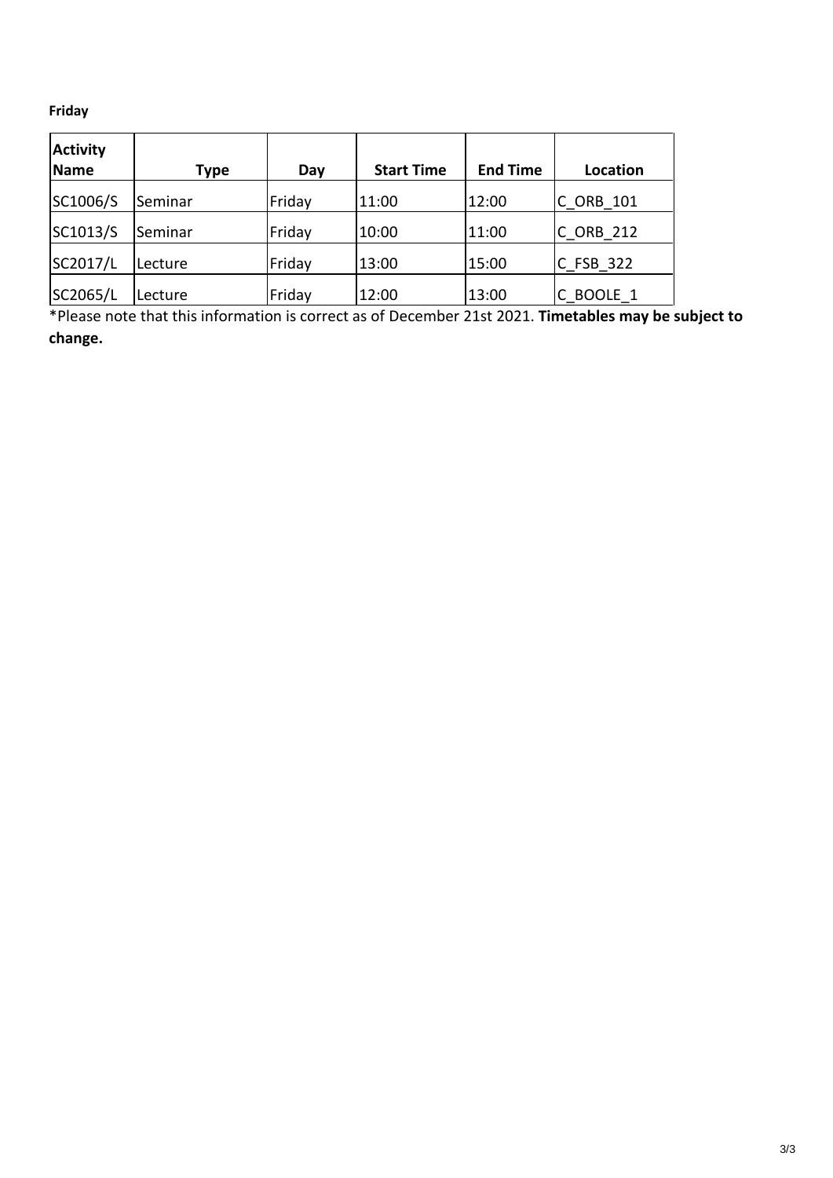**Friday**

| Activity Name | Type | Day | Start Time | End Time | Location |
|---|---|---|---|---|---|
| SC1006/S | Seminar | Friday | 11:00 | 12:00 | C_ORB_101 |
| SC1013/S | Seminar | Friday | 10:00 | 11:00 | C_ORB_212 |
| SC2017/L | Lecture | Friday | 13:00 | 15:00 | C_FSB_322 |
| SC2065/L | Lecture | Friday | 12:00 | 13:00 | C_BOOLE_1 |

*Please note that this information is correct as of December 21st 2021. **Timetables may be subject to change.**